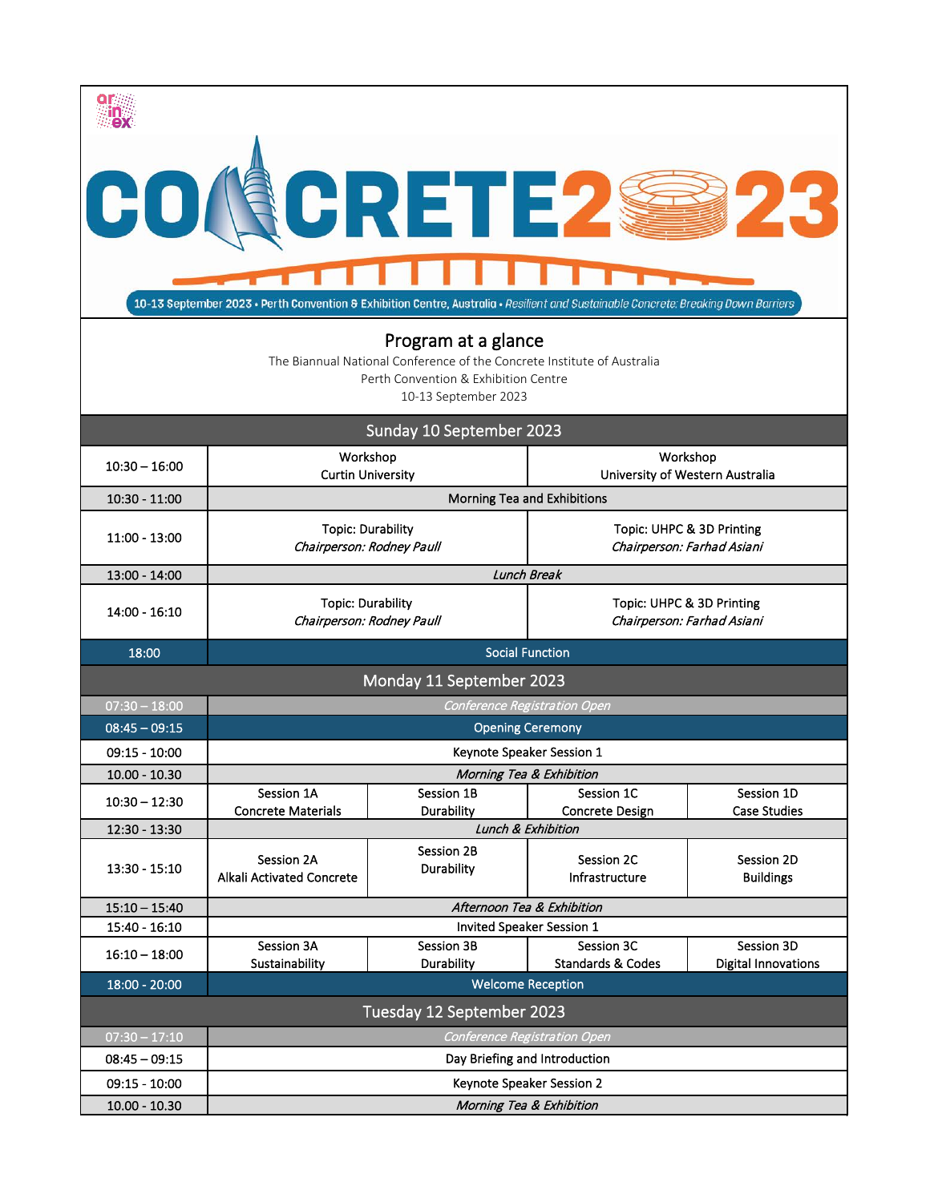# CONCRETE2023

10-13 September 2023 • Perth Convention & Exhibition Centre, Australia • *Resilient and Sustainable Concrete: Breaking Down Barriers*

## Program at a glance

The Biannual National Conference of the Concrete Institute of Australia
Perth Convention & Exhibition Centre
10-13 September 2023

| Time | | | | |
|---|---|---|---|---|
| **Sunday 10 September 2023** | | | | |
| 10:30 – 16:00 | Workshop<br>Curtin University | | Workshop<br>University of Western Australia | |
| 10:30 - 11:00 | Morning Tea and Exhibitions | | | |
| 11:00 - 13:00 | Topic: Durability<br>*Chairperson: Rodney Paull* | | Topic: UHPC & 3D Printing<br>*Chairperson: Farhad Asiani* | |
| 13:00 - 14:00 | *Lunch Break* | | | |
| 14:00 - 16:10 | Topic: Durability<br>*Chairperson: Rodney Paull* | | Topic: UHPC & 3D Printing<br>*Chairperson: Farhad Asiani* | |
| 18:00 | Social Function | | | |
| **Monday 11 September 2023** | | | | |
| 07:30 – 18:00 | *Conference Registration Open* | | | |
| 08:45 – 09:15 | Opening Ceremony | | | |
| 09:15 - 10:00 | Keynote Speaker Session 1 | | | |
| 10.00 - 10.30 | *Morning Tea & Exhibition* | | | |
| 10:30 – 12:30 | Session 1A<br>Concrete Materials | Session 1B<br>Durability | Session 1C<br>Concrete Design | Session 1D<br>Case Studies |
| 12:30 - 13:30 | *Lunch & Exhibition* | | | |
| 13:30 - 15:10 | Session 2A<br>Alkali Activated Concrete | Session 2B<br>Durability | Session 2C<br>Infrastructure | Session 2D<br>Buildings |
| 15:10 – 15:40 | *Afternoon Tea & Exhibition* | | | |
| 15:40 - 16:10 | Invited Speaker Session 1 | | | |
| 16:10 – 18:00 | Session 3A<br>Sustainability | Session 3B<br>Durability | Session 3C<br>Standards & Codes | Session 3D<br>Digital Innovations |
| 18:00 - 20:00 | Welcome Reception | | | |
| **Tuesday 12 September 2023** | | | | |
| 07:30 – 17:10 | *Conference Registration Open* | | | |
| 08:45 – 09:15 | Day Briefing and Introduction | | | |
| 09:15 - 10:00 | Keynote Speaker Session 2 | | | |
| 10.00 - 10.30 | *Morning Tea & Exhibition* | | | |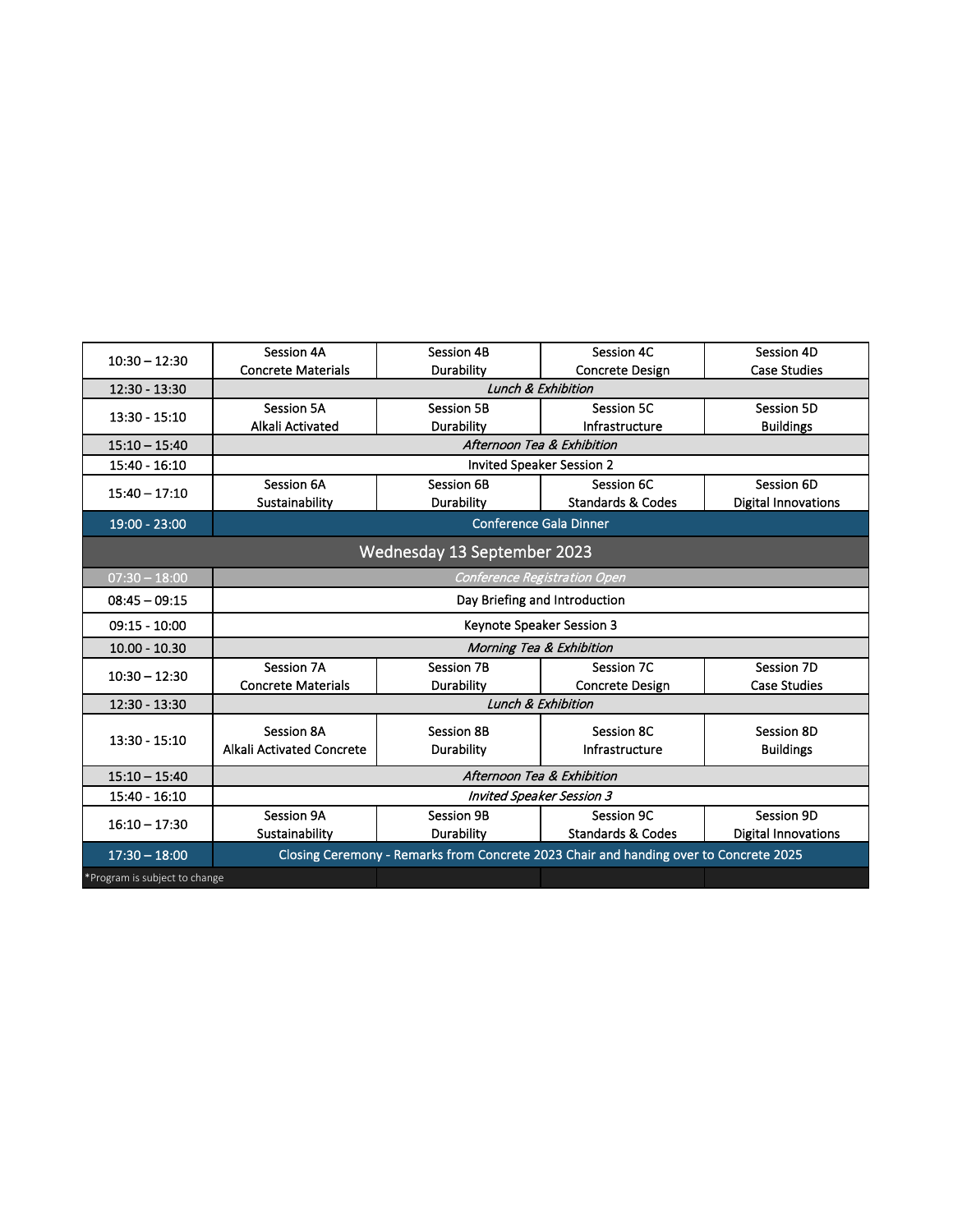| | | | | |
|---|---|---|---|---|
| 10:30 – 12:30 | Session 4A Concrete Materials | Session 4B Durability | Session 4C Concrete Design | Session 4D Case Studies |
| 12:30 - 13:30 | *Lunch & Exhibition* | | | |
| 13:30 - 15:10 | Session 5A Alkali Activated | Session 5B Durability | Session 5C Infrastructure | Session 5D Buildings |
| 15:10 – 15:40 | *Afternoon Tea & Exhibition* | | | |
| 15:40 - 16:10 | Invited Speaker Session 2 | | | |
| 15:40 – 17:10 | Session 6A Sustainability | Session 6B Durability | Session 6C Standards & Codes | Session 6D Digital Innovations |
| 19:00 - 23:00 | Conference Gala Dinner | | | |
| **Wednesday 13 September 2023** | | | | |
| 07:30 – 18:00 | *Conference Registration Open* | | | |
| 08:45 – 09:15 | Day Briefing and Introduction | | | |
| 09:15 - 10:00 | Keynote Speaker Session 3 | | | |
| 10.00 - 10.30 | *Morning Tea & Exhibition* | | | |
| 10:30 – 12:30 | Session 7A Concrete Materials | Session 7B Durability | Session 7C Concrete Design | Session 7D Case Studies |
| 12:30 - 13:30 | *Lunch & Exhibition* | | | |
| 13:30 - 15:10 | Session 8A Alkali Activated Concrete | Session 8B Durability | Session 8C Infrastructure | Session 8D Buildings |
| 15:10 – 15:40 | *Afternoon Tea & Exhibition* | | | |
| 15:40 - 16:10 | *Invited Speaker Session 3* | | | |
| 16:10 – 17:30 | Session 9A Sustainability | Session 9B Durability | Session 9C Standards & Codes | Session 9D Digital Innovations |
| 17:30 – 18:00 | Closing Ceremony - Remarks from Concrete 2023 Chair and handing over to Concrete 2025 | | | |

*Program is subject to change